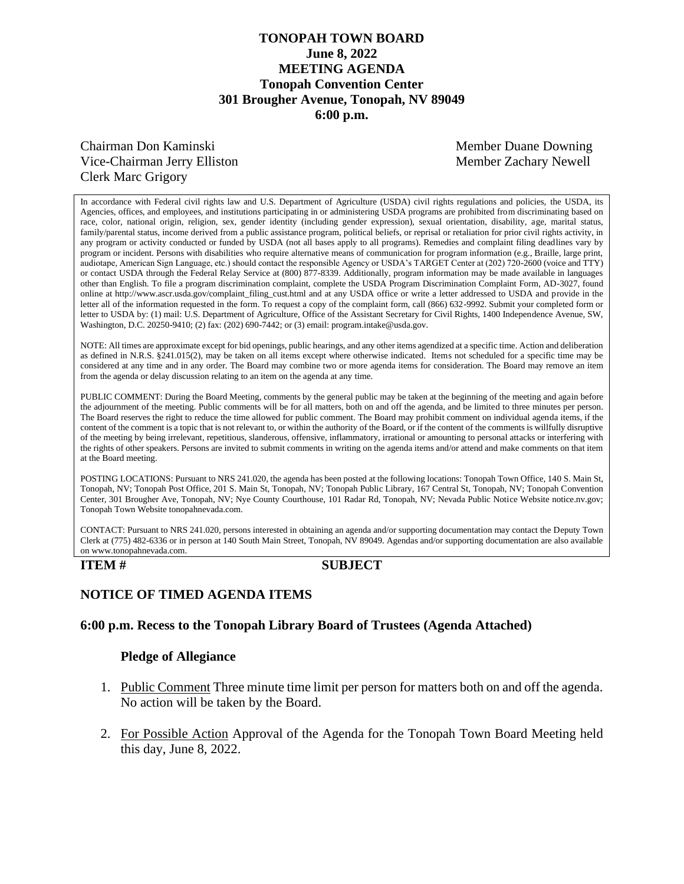# TONOPAH TOWN BOARD
## June 8, 2022
## MEETING AGENDA
## Tonopah Convention Center
## 301 Brougher Avenue, Tonopah, NV 89049
## 6:00 p.m.

Chairman Don Kaminski
Vice-Chairman Jerry Elliston
Clerk Marc Grigory
Member Duane Downing
Member Zachary Newell

In accordance with Federal civil rights law and U.S. Department of Agriculture (USDA) civil rights regulations and policies, the USDA, its Agencies, offices, and employees, and institutions participating in or administering USDA programs are prohibited from discriminating based on race, color, national origin, religion, sex, gender identity (including gender expression), sexual orientation, disability, age, marital status, family/parental status, income derived from a public assistance program, political beliefs, or reprisal or retaliation for prior civil rights activity, in any program or activity conducted or funded by USDA (not all bases apply to all programs). Remedies and complaint filing deadlines vary by program or incident. Persons with disabilities who require alternative means of communication for program information (e.g., Braille, large print, audiotape, American Sign Language, etc.) should contact the responsible Agency or USDA's TARGET Center at (202) 720-2600 (voice and TTY) or contact USDA through the Federal Relay Service at (800) 877-8339. Additionally, program information may be made available in languages other than English. To file a program discrimination complaint, complete the USDA Program Discrimination Complaint Form, AD-3027, found online at http://www.ascr.usda.gov/complaint_filing_cust.html and at any USDA office or write a letter addressed to USDA and provide in the letter all of the information requested in the form. To request a copy of the complaint form, call (866) 632-9992. Submit your completed form or letter to USDA by: (1) mail: U.S. Department of Agriculture, Office of the Assistant Secretary for Civil Rights, 1400 Independence Avenue, SW, Washington, D.C. 20250-9410; (2) fax: (202) 690-7442; or (3) email: program.intake@usda.gov.

NOTE: All times are approximate except for bid openings, public hearings, and any other items agendized at a specific time. Action and deliberation as defined in N.R.S. §241.015(2), may be taken on all items except where otherwise indicated. Items not scheduled for a specific time may be considered at any time and in any order. The Board may combine two or more agenda items for consideration. The Board may remove an item from the agenda or delay discussion relating to an item on the agenda at any time.

PUBLIC COMMENT: During the Board Meeting, comments by the general public may be taken at the beginning of the meeting and again before the adjournment of the meeting. Public comments will be for all matters, both on and off the agenda, and be limited to three minutes per person. The Board reserves the right to reduce the time allowed for public comment. The Board may prohibit comment on individual agenda items, if the content of the comment is a topic that is not relevant to, or within the authority of the Board, or if the content of the comments is willfully disruptive of the meeting by being irrelevant, repetitious, slanderous, offensive, inflammatory, irrational or amounting to personal attacks or interfering with the rights of other speakers. Persons are invited to submit comments in writing on the agenda items and/or attend and make comments on that item at the Board meeting.

POSTING LOCATIONS: Pursuant to NRS 241.020, the agenda has been posted at the following locations: Tonopah Town Office, 140 S. Main St, Tonopah, NV; Tonopah Post Office, 201 S. Main St, Tonopah, NV; Tonopah Public Library, 167 Central St, Tonopah, NV; Tonopah Convention Center, 301 Brougher Ave, Tonopah, NV; Nye County Courthouse, 101 Radar Rd, Tonopah, NV; Nevada Public Notice Website notice.nv.gov; Tonopah Town Website tonopahnevada.com.

CONTACT: Pursuant to NRS 241.020, persons interested in obtaining an agenda and/or supporting documentation may contact the Deputy Town Clerk at (775) 482-6336 or in person at 140 South Main Street, Tonopah, NV 89049. Agendas and/or supporting documentation are also available on www.tonopahnevada.com.

**ITEM #** **SUBJECT**

### NOTICE OF TIMED AGENDA ITEMS

### 6:00 p.m. Recess to the Tonopah Library Board of Trustees (Agenda Attached)

**Pledge of Allegiance**

1. Public Comment Three minute time limit per person for matters both on and off the agenda. No action will be taken by the Board.

2. For Possible Action Approval of the Agenda for the Tonopah Town Board Meeting held this day, June 8, 2022.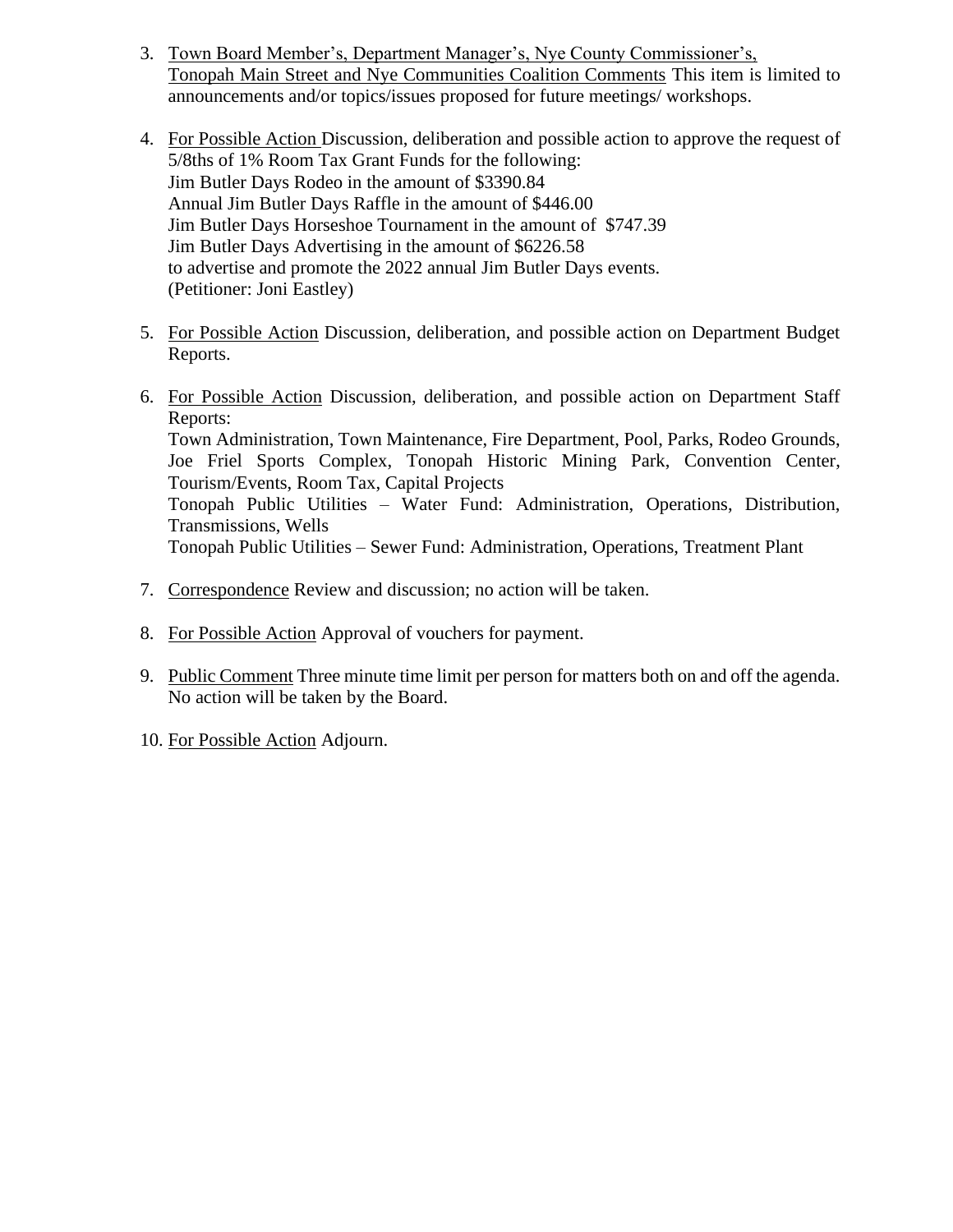3. Town Board Member's, Department Manager's, Nye County Commissioner's, Tonopah Main Street and Nye Communities Coalition Comments This item is limited to announcements and/or topics/issues proposed for future meetings/ workshops.

4. For Possible Action Discussion, deliberation and possible action to approve the request of 5/8ths of 1% Room Tax Grant Funds for the following:
   Jim Butler Days Rodeo in the amount of $3390.84
   Annual Jim Butler Days Raffle in the amount of $446.00
   Jim Butler Days Horseshoe Tournament in the amount of $747.39
   Jim Butler Days Advertising in the amount of $6226.58
   to advertise and promote the 2022 annual Jim Butler Days events.
   (Petitioner: Joni Eastley)

5. For Possible Action Discussion, deliberation, and possible action on Department Budget Reports.

6. For Possible Action Discussion, deliberation, and possible action on Department Staff Reports:
   Town Administration, Town Maintenance, Fire Department, Pool, Parks, Rodeo Grounds, Joe Friel Sports Complex, Tonopah Historic Mining Park, Convention Center, Tourism/Events, Room Tax, Capital Projects
   Tonopah Public Utilities – Water Fund: Administration, Operations, Distribution, Transmissions, Wells
   Tonopah Public Utilities – Sewer Fund: Administration, Operations, Treatment Plant

7. Correspondence Review and discussion; no action will be taken.

8. For Possible Action Approval of vouchers for payment.

9. Public Comment Three minute time limit per person for matters both on and off the agenda. No action will be taken by the Board.

10. For Possible Action Adjourn.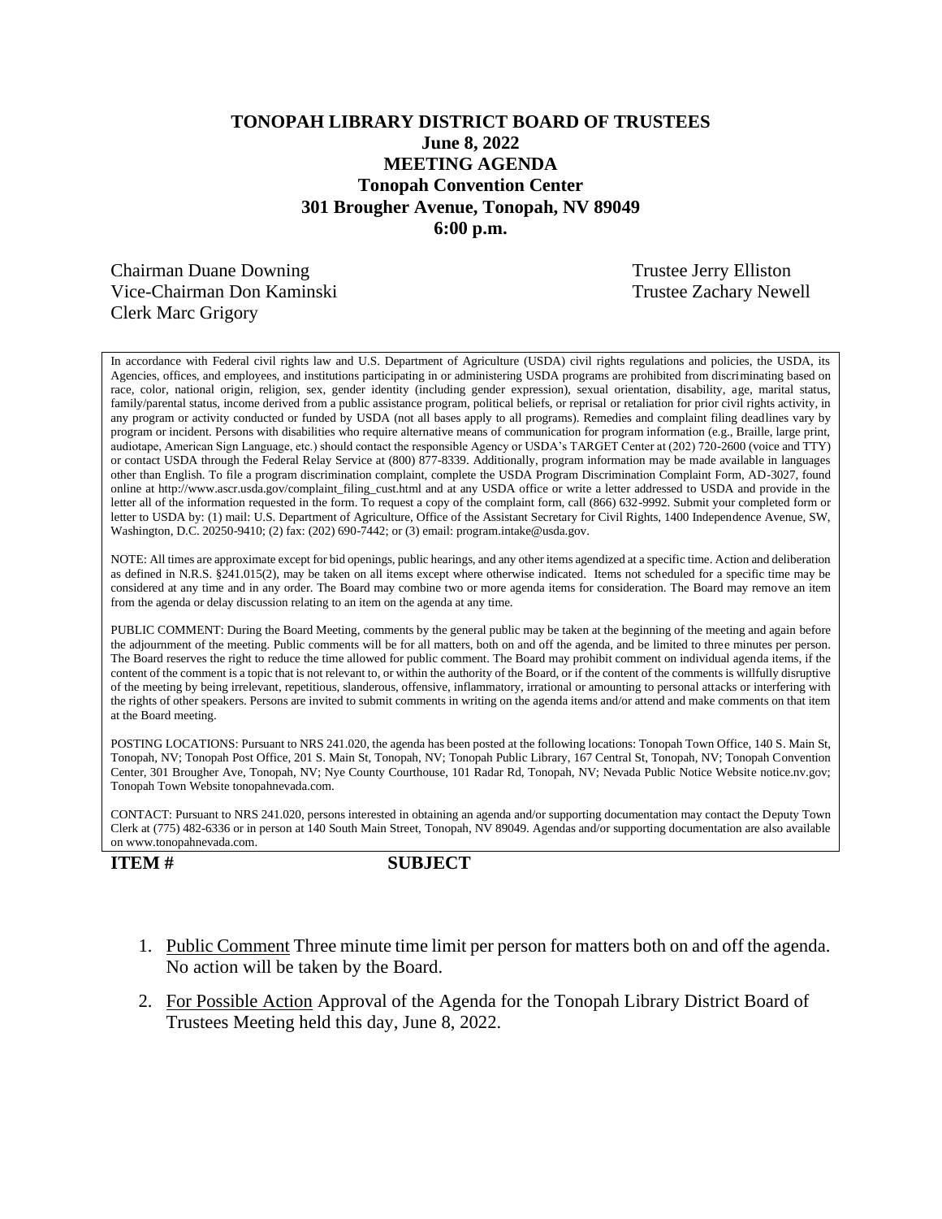**TONOPAH LIBRARY DISTRICT BOARD OF TRUSTEES**
**June 8, 2022**
**MEETING AGENDA**
**Tonopah Convention Center**
**301 Brougher Avenue, Tonopah, NV 89049**
**6:00 p.m.**

Chairman Duane Downing
Vice-Chairman Don Kaminski
Clerk Marc Grigory
Trustee Jerry Elliston
Trustee Zachary Newell

In accordance with Federal civil rights law and U.S. Department of Agriculture (USDA) civil rights regulations and policies, the USDA, its Agencies, offices, and employees, and institutions participating in or administering USDA programs are prohibited from discriminating based on race, color, national origin, religion, sex, gender identity (including gender expression), sexual orientation, disability, age, marital status, family/parental status, income derived from a public assistance program, political beliefs, or reprisal or retaliation for prior civil rights activity, in any program or activity conducted or funded by USDA (not all bases apply to all programs). Remedies and complaint filing deadlines vary by program or incident. Persons with disabilities who require alternative means of communication for program information (e.g., Braille, large print, audiotape, American Sign Language, etc.) should contact the responsible Agency or USDA's TARGET Center at (202) 720-2600 (voice and TTY) or contact USDA through the Federal Relay Service at (800) 877-8339. Additionally, program information may be made available in languages other than English. To file a program discrimination complaint, complete the USDA Program Discrimination Complaint Form, AD-3027, found online at http://www.ascr.usda.gov/complaint_filing_cust.html and at any USDA office or write a letter addressed to USDA and provide in the letter all of the information requested in the form. To request a copy of the complaint form, call (866) 632-9992. Submit your completed form or letter to USDA by: (1) mail: U.S. Department of Agriculture, Office of the Assistant Secretary for Civil Rights, 1400 Independence Avenue, SW, Washington, D.C. 20250-9410; (2) fax: (202) 690-7442; or (3) email: program.intake@usda.gov.

NOTE: All times are approximate except for bid openings, public hearings, and any other items agendized at a specific time. Action and deliberation as defined in N.R.S. §241.015(2), may be taken on all items except where otherwise indicated. Items not scheduled for a specific time may be considered at any time and in any order. The Board may combine two or more agenda items for consideration. The Board may remove an item from the agenda or delay discussion relating to an item on the agenda at any time.

PUBLIC COMMENT: During the Board Meeting, comments by the general public may be taken at the beginning of the meeting and again before the adjournment of the meeting. Public comments will be for all matters, both on and off the agenda, and be limited to three minutes per person. The Board reserves the right to reduce the time allowed for public comment. The Board may prohibit comment on individual agenda items, if the content of the comment is a topic that is not relevant to, or within the authority of the Board, or if the content of the comments is willfully disruptive of the meeting by being irrelevant, repetitious, slanderous, offensive, inflammatory, irrational or amounting to personal attacks or interfering with the rights of other speakers. Persons are invited to submit comments in writing on the agenda items and/or attend and make comments on that item at the Board meeting.

POSTING LOCATIONS: Pursuant to NRS 241.020, the agenda has been posted at the following locations: Tonopah Town Office, 140 S. Main St, Tonopah, NV; Tonopah Post Office, 201 S. Main St, Tonopah, NV; Tonopah Public Library, 167 Central St, Tonopah, NV; Tonopah Convention Center, 301 Brougher Ave, Tonopah, NV; Nye County Courthouse, 101 Radar Rd, Tonopah, NV; Nevada Public Notice Website notice.nv.gov; Tonopah Town Website tonopahnevada.com.

CONTACT: Pursuant to NRS 241.020, persons interested in obtaining an agenda and/or supporting documentation may contact the Deputy Town Clerk at (775) 482-6336 or in person at 140 South Main Street, Tonopah, NV 89049. Agendas and/or supporting documentation are also available on www.tonopahnevada.com.

**ITEM #** **SUBJECT**

1. Public Comment Three minute time limit per person for matters both on and off the agenda. No action will be taken by the Board.

2. For Possible Action Approval of the Agenda for the Tonopah Library District Board of Trustees Meeting held this day, June 8, 2022.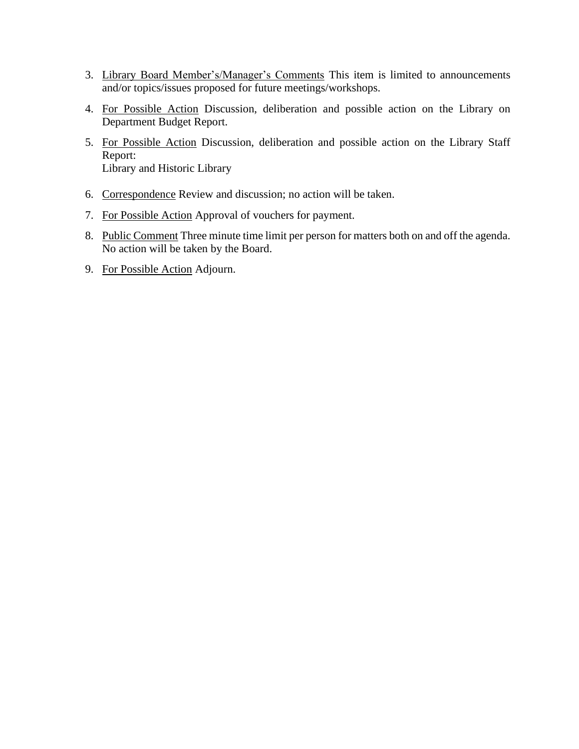3. Library Board Member's/Manager's Comments This item is limited to announcements and/or topics/issues proposed for future meetings/workshops.

4. For Possible Action Discussion, deliberation and possible action on the Library on Department Budget Report.

5. For Possible Action Discussion, deliberation and possible action on the Library Staff Report:
   Library and Historic Library

6. Correspondence Review and discussion; no action will be taken.

7. For Possible Action Approval of vouchers for payment.

8. Public Comment Three minute time limit per person for matters both on and off the agenda. No action will be taken by the Board.

9. For Possible Action Adjourn.